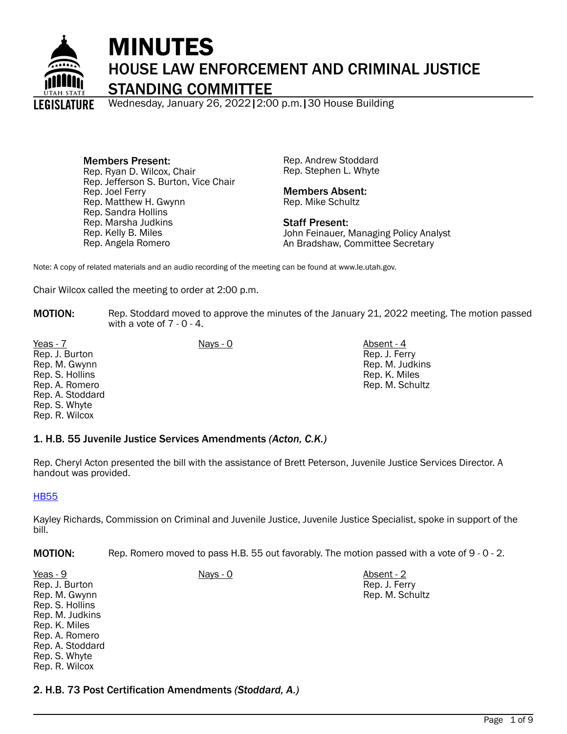# MINUTES

## HOUSE LAW ENFORCEMENT AND CRIMINAL JUSTICE STANDING COMMITTEE

Wednesday, January 26, 2022 | 2:00 p.m. | 30 House Building

**Members Present:**
Rep. Ryan D. Wilcox, Chair
Rep. Jefferson S. Burton, Vice Chair
Rep. Joel Ferry
Rep. Matthew H. Gwynn
Rep. Sandra Hollins
Rep. Marsha Judkins
Rep. Kelly B. Miles
Rep. Angela Romero
Rep. Andrew Stoddard
Rep. Stephen L. Whyte

**Members Absent:**
Rep. Mike Schultz

**Staff Present:**
John Feinauer, Managing Policy Analyst
An Bradshaw, Committee Secretary

Note: A copy of related materials and an audio recording of the meeting can be found at www.le.utah.gov.

Chair Wilcox called the meeting to order at 2:00 p.m.

**MOTION:** Rep. Stoddard moved to approve the minutes of the January 21, 2022 meeting. The motion passed with a vote of 7 - 0 - 4.

| Yeas - 7 | Nays - 0 | Absent - 4 |
|---|---|---|
| Rep. J. Burton | | Rep. J. Ferry |
| Rep. M. Gwynn | | Rep. M. Judkins |
| Rep. S. Hollins | | Rep. K. Miles |
| Rep. A. Romero | | Rep. M. Schultz |
| Rep. A. Stoddard | | |
| Rep. S. Whyte | | |
| Rep. R. Wilcox | | |

### 1. H.B. 55 Juvenile Justice Services Amendments *(Acton, C.K.)*

Rep. Cheryl Acton presented the bill with the assistance of Brett Peterson, Juvenile Justice Services Director. A handout was provided.

HB55

Kayley Richards, Commission on Criminal and Juvenile Justice, Juvenile Justice Specialist, spoke in support of the bill.

**MOTION:** Rep. Romero moved to pass H.B. 55 out favorably. The motion passed with a vote of 9 - 0 - 2.

| Yeas - 9 | Nays - 0 | Absent - 2 |
|---|---|---|
| Rep. J. Burton | | Rep. J. Ferry |
| Rep. M. Gwynn | | Rep. M. Schultz |
| Rep. S. Hollins | | |
| Rep. M. Judkins | | |
| Rep. K. Miles | | |
| Rep. A. Romero | | |
| Rep. A. Stoddard | | |
| Rep. S. Whyte | | |
| Rep. R. Wilcox | | |

### 2. H.B. 73 Post Certification Amendments *(Stoddard, A.)*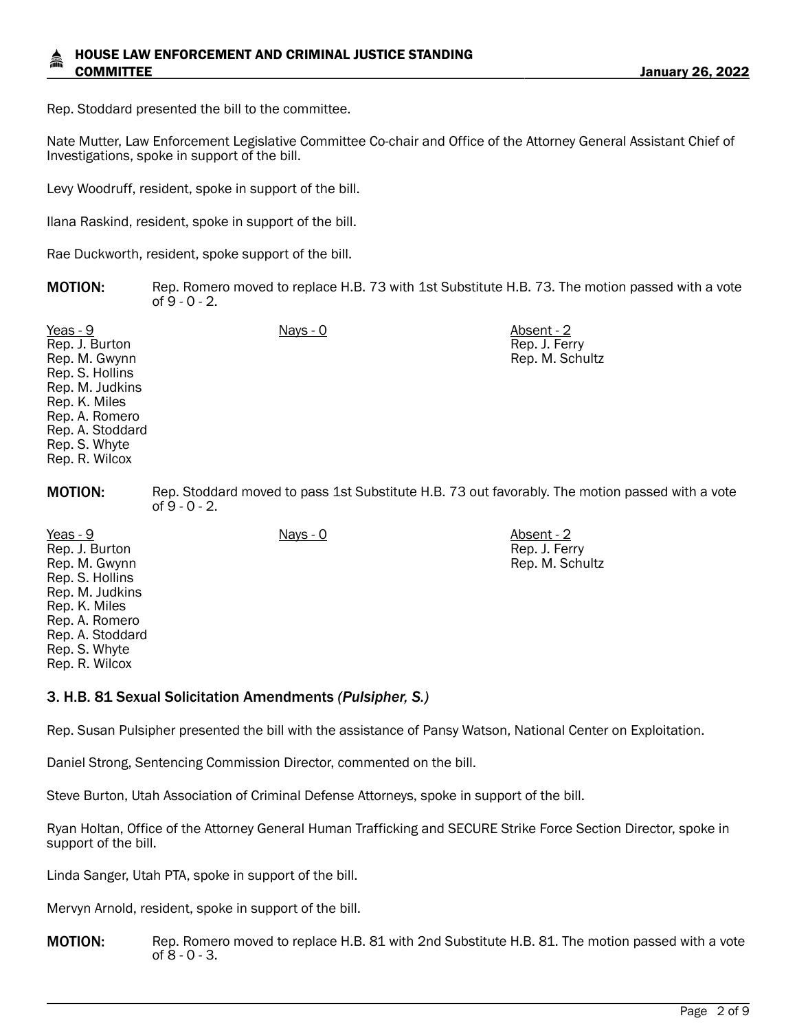Rep. Stoddard presented the bill to the committee.

Nate Mutter, Law Enforcement Legislative Committee Co-chair and Office of the Attorney General Assistant Chief of Investigations, spoke in support of the bill.

Levy Woodruff, resident, spoke in support of the bill.

Ilana Raskind, resident, spoke in support of the bill.

Rae Duckworth, resident, spoke support of the bill.

**MOTION:** Rep. Romero moved to replace H.B. 73 with 1st Substitute H.B. 73. The motion passed with a vote of 9 - 0 - 2.

| Yeas - 9 | Nays - 0 | Absent - 2 |
|---|---|---|
| Rep. J. Burton | | Rep. J. Ferry |
| Rep. M. Gwynn | | Rep. M. Schultz |
| Rep. S. Hollins | | |
| Rep. M. Judkins | | |
| Rep. K. Miles | | |
| Rep. A. Romero | | |
| Rep. A. Stoddard | | |
| Rep. S. Whyte | | |
| Rep. R. Wilcox | | |

**MOTION:** Rep. Stoddard moved to pass 1st Substitute H.B. 73 out favorably. The motion passed with a vote of 9 - 0 - 2.

| Yeas - 9 | Nays - 0 | Absent - 2 |
|---|---|---|
| Rep. J. Burton | | Rep. J. Ferry |
| Rep. M. Gwynn | | Rep. M. Schultz |
| Rep. S. Hollins | | |
| Rep. M. Judkins | | |
| Rep. K. Miles | | |
| Rep. A. Romero | | |
| Rep. A. Stoddard | | |
| Rep. S. Whyte | | |
| Rep. R. Wilcox | | |

### 3. H.B. 81 Sexual Solicitation Amendments *(Pulsipher, S.)*

Rep. Susan Pulsipher presented the bill with the assistance of Pansy Watson, National Center on Exploitation.

Daniel Strong, Sentencing Commission Director, commented on the bill.

Steve Burton, Utah Association of Criminal Defense Attorneys, spoke in support of the bill.

Ryan Holtan, Office of the Attorney General Human Trafficking and SECURE Strike Force Section Director, spoke in support of the bill.

Linda Sanger, Utah PTA, spoke in support of the bill.

Mervyn Arnold, resident, spoke in support of the bill.

**MOTION:** Rep. Romero moved to replace H.B. 81 with 2nd Substitute H.B. 81. The motion passed with a vote of 8 - 0 - 3.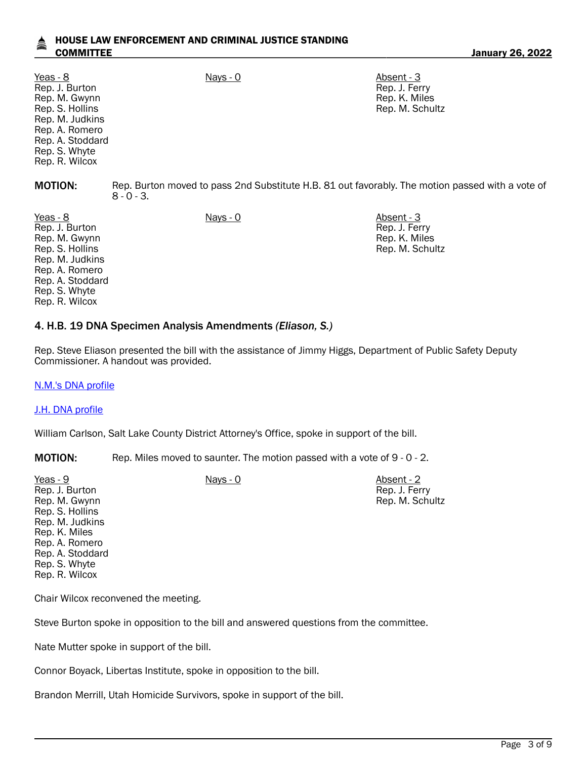| Yeas - 8 | Nays - 0 | Absent - 3 |
|---|---|---|
| Rep. J. Burton | | Rep. J. Ferry |
| Rep. M. Gwynn | | Rep. K. Miles |
| Rep. S. Hollins | | Rep. M. Schultz |
| Rep. M. Judkins | | |
| Rep. A. Romero | | |
| Rep. A. Stoddard | | |
| Rep. S. Whyte | | |
| Rep. R. Wilcox | | |

**MOTION:** Rep. Burton moved to pass 2nd Substitute H.B. 81 out favorably. The motion passed with a vote of 8 - 0 - 3.

| Yeas - 8 | Nays - 0 | Absent - 3 |
|---|---|---|
| Rep. J. Burton | | Rep. J. Ferry |
| Rep. M. Gwynn | | Rep. K. Miles |
| Rep. S. Hollins | | Rep. M. Schultz |
| Rep. M. Judkins | | |
| Rep. A. Romero | | |
| Rep. A. Stoddard | | |
| Rep. S. Whyte | | |
| Rep. R. Wilcox | | |

### 4. H.B. 19 DNA Specimen Analysis Amendments *(Eliason, S.)*

Rep. Steve Eliason presented the bill with the assistance of Jimmy Higgs, Department of Public Safety Deputy Commissioner. A handout was provided.

N.M.'s DNA profile

J.H. DNA profile

William Carlson, Salt Lake County District Attorney's Office, spoke in support of the bill.

**MOTION:** Rep. Miles moved to saunter. The motion passed with a vote of 9 - 0 - 2.

| Yeas - 9 | Nays - 0 | Absent - 2 |
|---|---|---|
| Rep. J. Burton | | Rep. J. Ferry |
| Rep. M. Gwynn | | Rep. M. Schultz |
| Rep. S. Hollins | | |
| Rep. M. Judkins | | |
| Rep. K. Miles | | |
| Rep. A. Romero | | |
| Rep. A. Stoddard | | |
| Rep. S. Whyte | | |
| Rep. R. Wilcox | | |

Chair Wilcox reconvened the meeting.

Steve Burton spoke in opposition to the bill and answered questions from the committee.

Nate Mutter spoke in support of the bill.

Connor Boyack, Libertas Institute, spoke in opposition to the bill.

Brandon Merrill, Utah Homicide Survivors, spoke in support of the bill.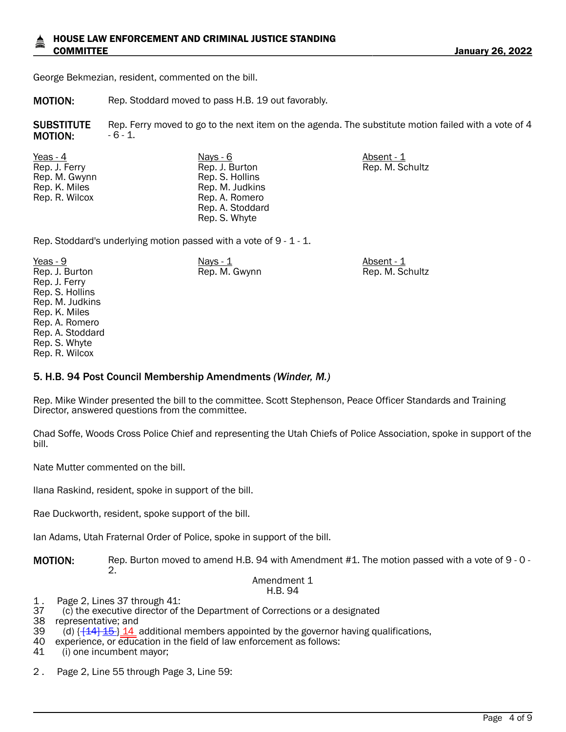George Bekmezian, resident, commented on the bill.

**MOTION:** Rep. Stoddard moved to pass H.B. 19 out favorably.

**SUBSTITUTE MOTION:** Rep. Ferry moved to go to the next item on the agenda. The substitute motion failed with a vote of 4 - 6 - 1.

| Yeas - 4 | Nays - 6 | Absent - 1 |
|---|---|---|
| Rep. J. Ferry | Rep. J. Burton | Rep. M. Schultz |
| Rep. M. Gwynn | Rep. S. Hollins | |
| Rep. K. Miles | Rep. M. Judkins | |
| Rep. R. Wilcox | Rep. A. Romero | |
| | Rep. A. Stoddard | |
| | Rep. S. Whyte | |

Rep. Stoddard's underlying motion passed with a vote of 9 - 1 - 1.

| Yeas - 9 | Nays - 1 | Absent - 1 |
|---|---|---|
| Rep. J. Burton | Rep. M. Gwynn | Rep. M. Schultz |
| Rep. J. Ferry | | |
| Rep. S. Hollins | | |
| Rep. M. Judkins | | |
| Rep. K. Miles | | |
| Rep. A. Romero | | |
| Rep. A. Stoddard | | |
| Rep. S. Whyte | | |
| Rep. R. Wilcox | | |

### 5. H.B. 94 Post Council Membership Amendments *(Winder, M.)*

Rep. Mike Winder presented the bill to the committee. Scott Stephenson, Peace Officer Standards and Training Director, answered questions from the committee.

Chad Soffe, Woods Cross Police Chief and representing the Utah Chiefs of Police Association, spoke in support of the bill.

Nate Mutter commented on the bill.

Ilana Raskind, resident, spoke in support of the bill.

Rae Duckworth, resident, spoke support of the bill.

Ian Adams, Utah Fraternal Order of Police, spoke in support of the bill.

**MOTION:** Rep. Burton moved to amend H.B. 94 with Amendment #1. The motion passed with a vote of 9 - 0 - 2.

Amendment 1
H.B. 94

1 . Page 2, Lines 37 through 41:

37 (c) the executive director of the Department of Corrections or a designated
38 representative; and
39 (d) { ~~[14]~~ ~~15~~ } 14 additional members appointed by the governor having qualifications,
40 experience, or education in the field of law enforcement as follows:
41 (i) one incumbent mayor;

2 . Page 2, Line 55 through Page 3, Line 59: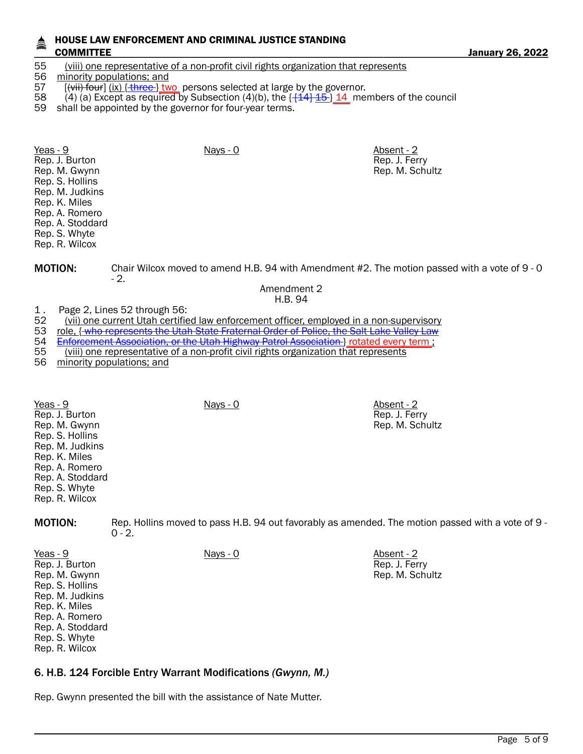55 (viii) one representative of a non-profit civil rights organization that represents
56 minority populations; and
57 [~~(vii) four~~] (ix) { ~~three~~ } two persons selected at large by the governor.
58 (4) (a) Except as required by Subsection (4)(b), the { ~~[14] 15~~ } 14 members of the council
59 shall be appointed by the governor for four-year terms.

| Yeas - 9 | Nays - 0 | Absent - 2 |
|---|---|---|
| Rep. J. Burton | | Rep. J. Ferry |
| Rep. M. Gwynn | | Rep. M. Schultz |
| Rep. S. Hollins | | |
| Rep. M. Judkins | | |
| Rep. K. Miles | | |
| Rep. A. Romero | | |
| Rep. A. Stoddard | | |
| Rep. S. Whyte | | |
| Rep. R. Wilcox | | |

**MOTION:** Chair Wilcox moved to amend H.B. 94 with Amendment #2. The motion passed with a vote of 9 - 0 - 2.

Amendment 2
H.B. 94

1. Page 2, Lines 52 through 56:
52 (vii) one current Utah certified law enforcement officer, employed in a non-supervisory
53 role, { ~~who represents the Utah State Fraternal Order of Police, the Salt Lake Valley Law~~
54 ~~Enforcement Association, or the Utah Highway Patrol Association~~ } rotated every term ;
55 (viii) one representative of a non-profit civil rights organization that represents
56 minority populations; and

| Yeas - 9 | Nays - 0 | Absent - 2 |
|---|---|---|
| Rep. J. Burton | | Rep. J. Ferry |
| Rep. M. Gwynn | | Rep. M. Schultz |
| Rep. S. Hollins | | |
| Rep. M. Judkins | | |
| Rep. K. Miles | | |
| Rep. A. Romero | | |
| Rep. A. Stoddard | | |
| Rep. S. Whyte | | |
| Rep. R. Wilcox | | |

**MOTION:** Rep. Hollins moved to pass H.B. 94 out favorably as amended. The motion passed with a vote of 9 - 0 - 2.

| Yeas - 9 | Nays - 0 | Absent - 2 |
|---|---|---|
| Rep. J. Burton | | Rep. J. Ferry |
| Rep. M. Gwynn | | Rep. M. Schultz |
| Rep. S. Hollins | | |
| Rep. M. Judkins | | |
| Rep. K. Miles | | |
| Rep. A. Romero | | |
| Rep. A. Stoddard | | |
| Rep. S. Whyte | | |
| Rep. R. Wilcox | | |

### 6. H.B. 124 Forcible Entry Warrant Modifications *(Gwynn, M.)*

Rep. Gwynn presented the bill with the assistance of Nate Mutter.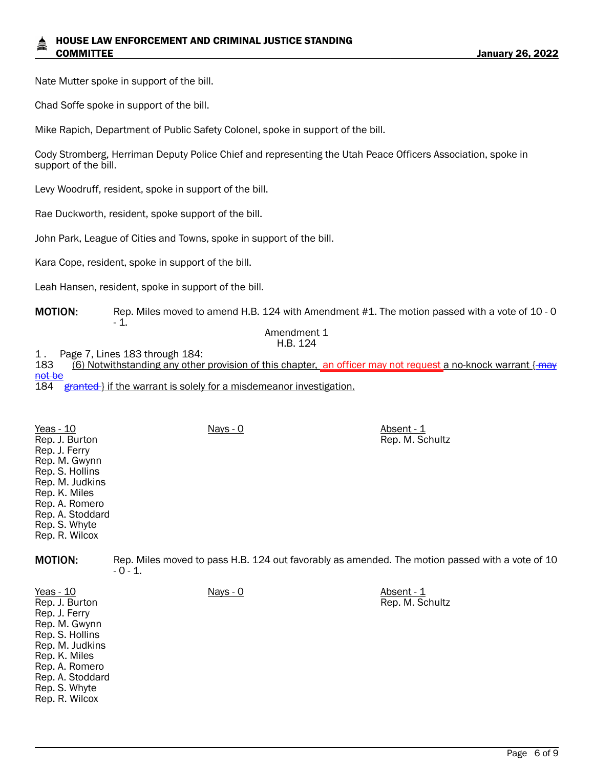Nate Mutter spoke in support of the bill.

Chad Soffe spoke in support of the bill.

Mike Rapich, Department of Public Safety Colonel, spoke in support of the bill.

Cody Stromberg, Herriman Deputy Police Chief and representing the Utah Peace Officers Association, spoke in support of the bill.

Levy Woodruff, resident, spoke in support of the bill.

Rae Duckworth, resident, spoke support of the bill.

John Park, League of Cities and Towns, spoke in support of the bill.

Kara Cope, resident, spoke in support of the bill.

Leah Hansen, resident, spoke in support of the bill.

**MOTION:** Rep. Miles moved to amend H.B. 124 with Amendment #1. The motion passed with a vote of 10 - 0 - 1.

Amendment 1
H.B. 124

1. Page 7, Lines 183 through 184:

183 (6) Notwithstanding any other provision of this chapter, an officer may not request a no-knock warrant { may not be

184 granted } if the warrant is solely for a misdemeanor investigation.

| Yeas - 10 | Nays - 0 | Absent - 1 |
|---|---|---|
| Rep. J. Burton | | Rep. M. Schultz |
| Rep. J. Ferry | | |
| Rep. M. Gwynn | | |
| Rep. S. Hollins | | |
| Rep. M. Judkins | | |
| Rep. K. Miles | | |
| Rep. A. Romero | | |
| Rep. A. Stoddard | | |
| Rep. S. Whyte | | |
| Rep. R. Wilcox | | |

**MOTION:** Rep. Miles moved to pass H.B. 124 out favorably as amended. The motion passed with a vote of 10 - 0 - 1.

| Yeas - 10 | Nays - 0 | Absent - 1 |
|---|---|---|
| Rep. J. Burton | | Rep. M. Schultz |
| Rep. J. Ferry | | |
| Rep. M. Gwynn | | |
| Rep. S. Hollins | | |
| Rep. M. Judkins | | |
| Rep. K. Miles | | |
| Rep. A. Romero | | |
| Rep. A. Stoddard | | |
| Rep. S. Whyte | | |
| Rep. R. Wilcox | | |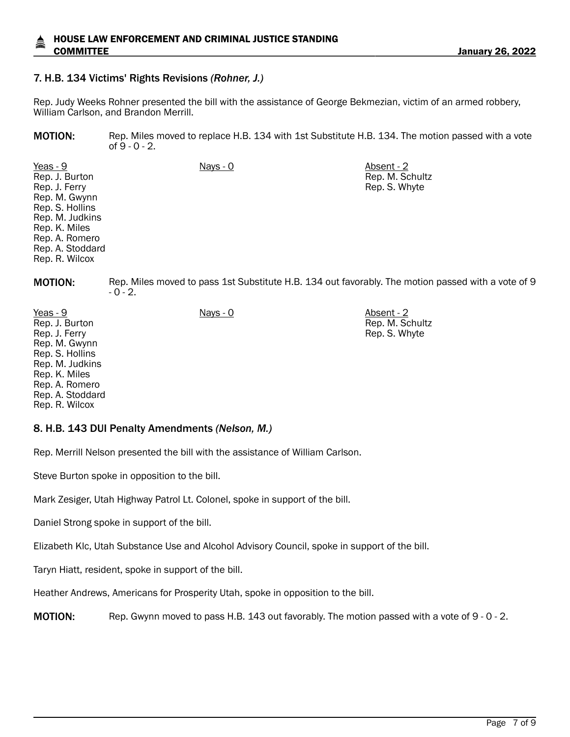## 7. H.B. 134 Victims' Rights Revisions *(Rohner, J.)*

Rep. Judy Weeks Rohner presented the bill with the assistance of George Bekmezian, victim of an armed robbery, William Carlson, and Brandon Merrill.

**MOTION:** Rep. Miles moved to replace H.B. 134 with 1st Substitute H.B. 134. The motion passed with a vote of 9 - 0 - 2.

| Yeas - 9 | Nays - 0 | Absent - 2 |
|---|---|---|
| Rep. J. Burton | | Rep. M. Schultz |
| Rep. J. Ferry | | Rep. S. Whyte |
| Rep. M. Gwynn | | |
| Rep. S. Hollins | | |
| Rep. M. Judkins | | |
| Rep. K. Miles | | |
| Rep. A. Romero | | |
| Rep. A. Stoddard | | |
| Rep. R. Wilcox | | |

**MOTION:** Rep. Miles moved to pass 1st Substitute H.B. 134 out favorably. The motion passed with a vote of 9 - 0 - 2.

| Yeas - 9 | Nays - 0 | Absent - 2 |
|---|---|---|
| Rep. J. Burton | | Rep. M. Schultz |
| Rep. J. Ferry | | Rep. S. Whyte |
| Rep. M. Gwynn | | |
| Rep. S. Hollins | | |
| Rep. M. Judkins | | |
| Rep. K. Miles | | |
| Rep. A. Romero | | |
| Rep. A. Stoddard | | |
| Rep. R. Wilcox | | |

## 8. H.B. 143 DUI Penalty Amendments *(Nelson, M.)*

Rep. Merrill Nelson presented the bill with the assistance of William Carlson.

Steve Burton spoke in opposition to the bill.

Mark Zesiger, Utah Highway Patrol Lt. Colonel, spoke in support of the bill.

Daniel Strong spoke in support of the bill.

Elizabeth Klc, Utah Substance Use and Alcohol Advisory Council, spoke in support of the bill.

Taryn Hiatt, resident, spoke in support of the bill.

Heather Andrews, Americans for Prosperity Utah, spoke in opposition to the bill.

**MOTION:** Rep. Gwynn moved to pass H.B. 143 out favorably. The motion passed with a vote of 9 - 0 - 2.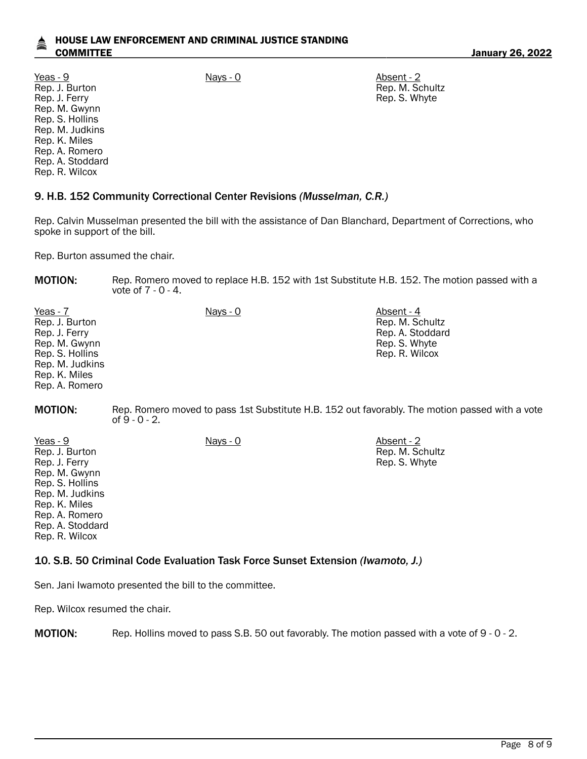| Yeas - 9 | Nays - 0 | Absent - 2 |
|---|---|---|
| Rep. J. Burton | | Rep. M. Schultz |
| Rep. J. Ferry | | Rep. S. Whyte |
| Rep. M. Gwynn | | |
| Rep. S. Hollins | | |
| Rep. M. Judkins | | |
| Rep. K. Miles | | |
| Rep. A. Romero | | |
| Rep. A. Stoddard | | |
| Rep. R. Wilcox | | |

### 9. H.B. 152 Community Correctional Center Revisions *(Musselman, C.R.)*

Rep. Calvin Musselman presented the bill with the assistance of Dan Blanchard, Department of Corrections, who spoke in support of the bill.

Rep. Burton assumed the chair.

**MOTION:** Rep. Romero moved to replace H.B. 152 with 1st Substitute H.B. 152. The motion passed with a vote of 7 - 0 - 4.

| Yeas - 7 | Nays - 0 | Absent - 4 |
|---|---|---|
| Rep. J. Burton | | Rep. M. Schultz |
| Rep. J. Ferry | | Rep. A. Stoddard |
| Rep. M. Gwynn | | Rep. S. Whyte |
| Rep. S. Hollins | | Rep. R. Wilcox |
| Rep. M. Judkins | | |
| Rep. K. Miles | | |
| Rep. A. Romero | | |

**MOTION:** Rep. Romero moved to pass 1st Substitute H.B. 152 out favorably. The motion passed with a vote of 9 - 0 - 2.

| Yeas - 9 | Nays - 0 | Absent - 2 |
|---|---|---|
| Rep. J. Burton | | Rep. M. Schultz |
| Rep. J. Ferry | | Rep. S. Whyte |
| Rep. M. Gwynn | | |
| Rep. S. Hollins | | |
| Rep. M. Judkins | | |
| Rep. K. Miles | | |
| Rep. A. Romero | | |
| Rep. A. Stoddard | | |
| Rep. R. Wilcox | | |

### 10. S.B. 50 Criminal Code Evaluation Task Force Sunset Extension *(Iwamoto, J.)*

Sen. Jani Iwamoto presented the bill to the committee.

Rep. Wilcox resumed the chair.

**MOTION:** Rep. Hollins moved to pass S.B. 50 out favorably. The motion passed with a vote of 9 - 0 - 2.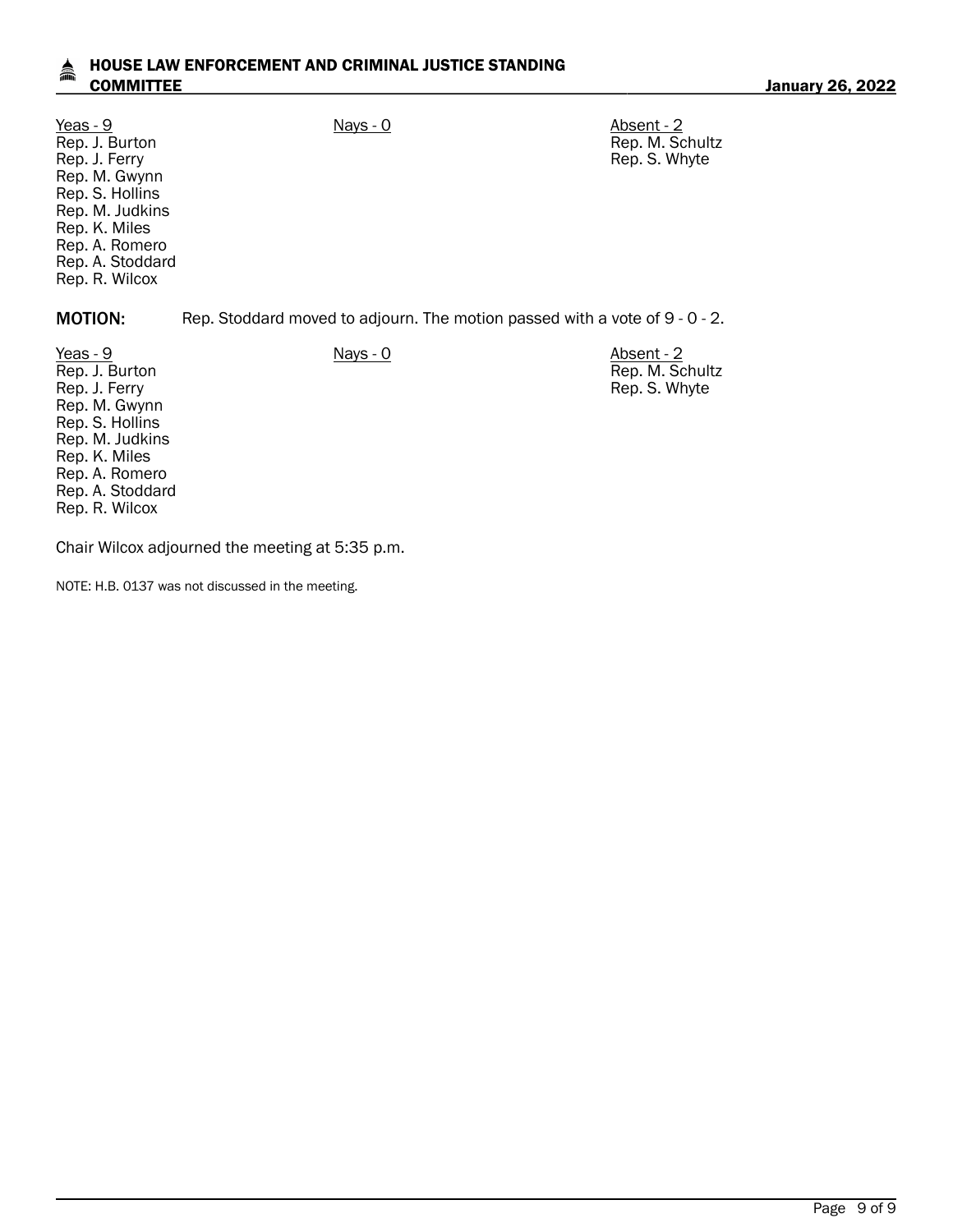| Yeas - 9 | Nays - 0 | Absent - 2 |
|---|---|---|
| Rep. J. Burton | | Rep. M. Schultz |
| Rep. J. Ferry | | Rep. S. Whyte |
| Rep. M. Gwynn | | |
| Rep. S. Hollins | | |
| Rep. M. Judkins | | |
| Rep. K. Miles | | |
| Rep. A. Romero | | |
| Rep. A. Stoddard | | |
| Rep. R. Wilcox | | |

**MOTION:** Rep. Stoddard moved to adjourn. The motion passed with a vote of 9 - 0 - 2.

| Yeas - 9 | Nays - 0 | Absent - 2 |
|---|---|---|
| Rep. J. Burton | | Rep. M. Schultz |
| Rep. J. Ferry | | Rep. S. Whyte |
| Rep. M. Gwynn | | |
| Rep. S. Hollins | | |
| Rep. M. Judkins | | |
| Rep. K. Miles | | |
| Rep. A. Romero | | |
| Rep. A. Stoddard | | |
| Rep. R. Wilcox | | |

Chair Wilcox adjourned the meeting at 5:35 p.m.

NOTE: H.B. 0137 was not discussed in the meeting.